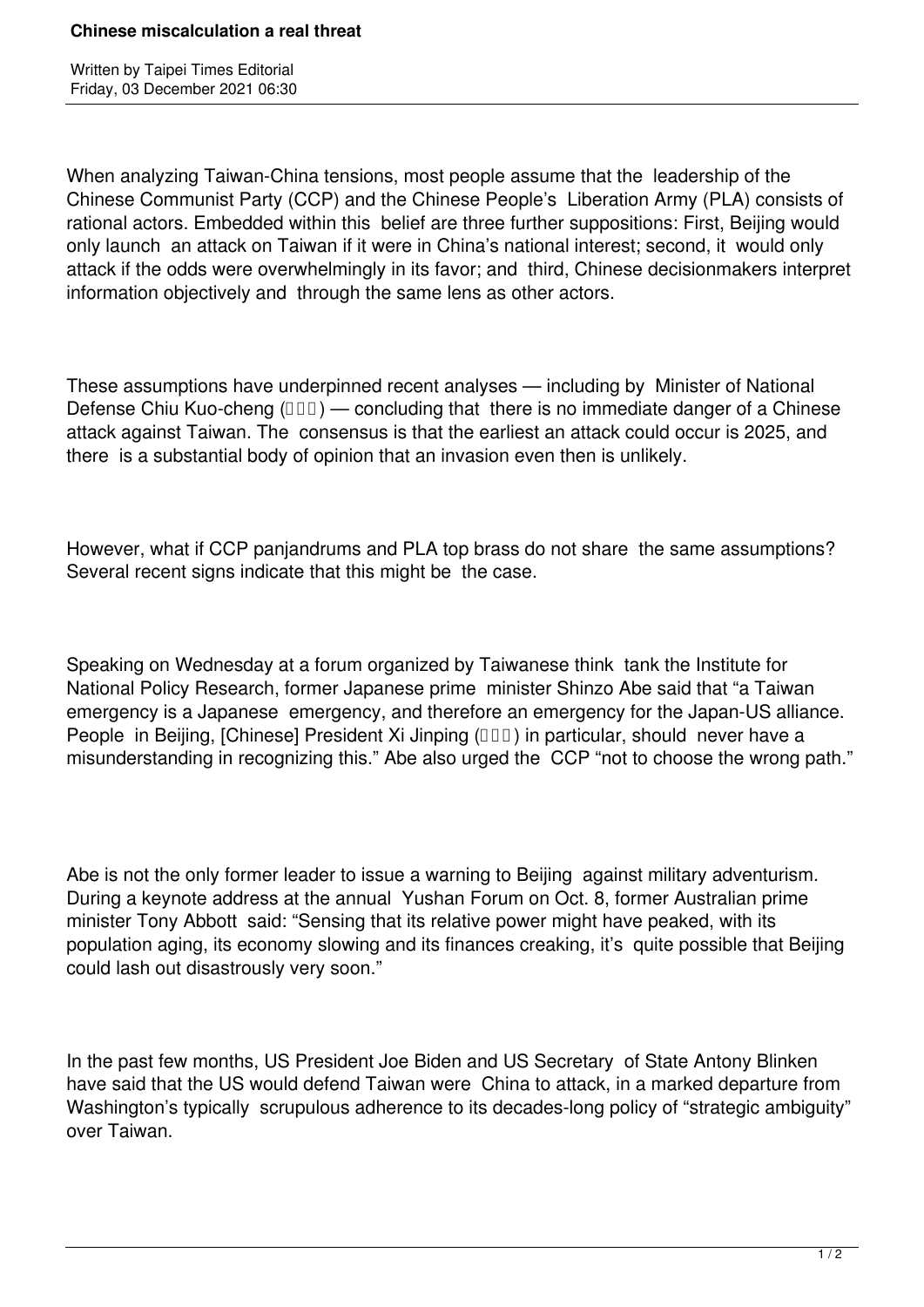# Chinese miscalculation a real threat

Written by Taipei Times Editorial
Friday, 03 December 2021 06:30

When analyzing Taiwan-China tensions, most people assume that the leadership of the Chinese Communist Party (CCP) and the Chinese People's Liberation Army (PLA) consists of rational actors. Embedded within this belief are three further suppositions: First, Beijing would only launch an attack on Taiwan if it were in China's national interest; second, it would only attack if the odds were overwhelmingly in its favor; and third, Chinese decisionmakers interpret information objectively and through the same lens as other actors.

These assumptions have underpinned recent analyses — including by Minister of National Defense Chiu Kuo-cheng (□□□) — concluding that there is no immediate danger of a Chinese attack against Taiwan. The consensus is that the earliest an attack could occur is 2025, and there is a substantial body of opinion that an invasion even then is unlikely.

However, what if CCP panjandrums and PLA top brass do not share the same assumptions? Several recent signs indicate that this might be the case.

Speaking on Wednesday at a forum organized by Taiwanese think tank the Institute for National Policy Research, former Japanese prime minister Shinzo Abe said that "a Taiwan emergency is a Japanese emergency, and therefore an emergency for the Japan-US alliance. People in Beijing, [Chinese] President Xi Jinping (□□□) in particular, should never have a misunderstanding in recognizing this." Abe also urged the CCP "not to choose the wrong path."

Abe is not the only former leader to issue a warning to Beijing against military adventurism. During a keynote address at the annual Yushan Forum on Oct. 8, former Australian prime minister Tony Abbott said: "Sensing that its relative power might have peaked, with its population aging, its economy slowing and its finances creaking, it's quite possible that Beijing could lash out disastrously very soon."

In the past few months, US President Joe Biden and US Secretary of State Antony Blinken have said that the US would defend Taiwan were China to attack, in a marked departure from Washington's typically scrupulous adherence to its decades-long policy of "strategic ambiguity" over Taiwan.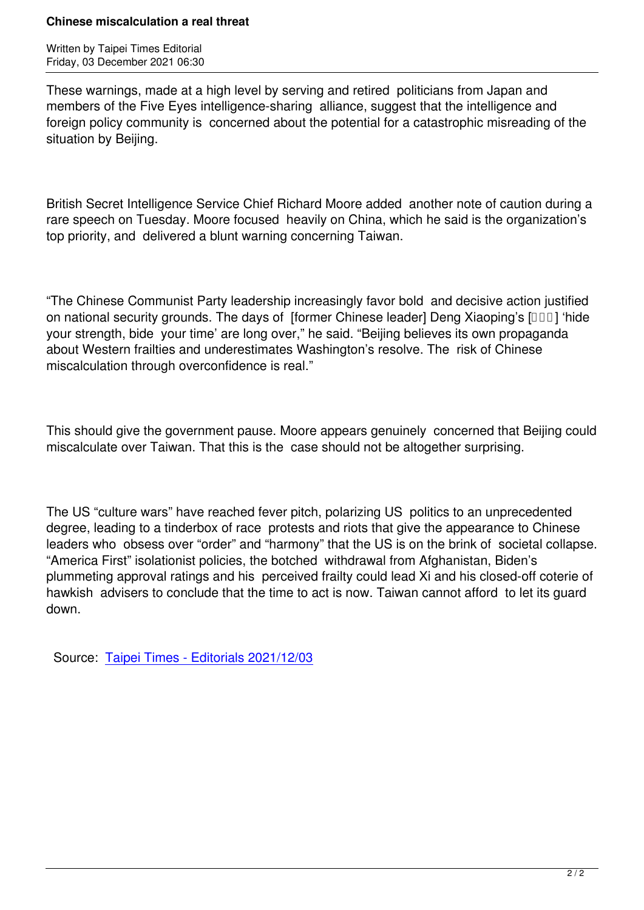These warnings, made at a high level by serving and retired politicians from Japan and members of the Five Eyes intelligence-sharing alliance, suggest that the intelligence and foreign policy community is concerned about the potential for a catastrophic misreading of the situation by Beijing.

British Secret Intelligence Service Chief Richard Moore added another note of caution during a rare speech on Tuesday. Moore focused heavily on China, which he said is the organization's top priority, and delivered a blunt warning concerning Taiwan.

"The Chinese Communist Party leadership increasingly favor bold and decisive action justified on national security grounds. The days of [former Chinese leader] Deng Xiaoping's [鄧小平] 'hide your strength, bide your time' are long over," he said. "Beijing believes its own propaganda about Western frailties and underestimates Washington's resolve. The risk of Chinese miscalculation through overconfidence is real."

This should give the government pause. Moore appears genuinely concerned that Beijing could miscalculate over Taiwan. That this is the case should not be altogether surprising.

The US "culture wars" have reached fever pitch, polarizing US politics to an unprecedented degree, leading to a tinderbox of race protests and riots that give the appearance to Chinese leaders who obsess over "order" and "harmony" that the US is on the brink of societal collapse. "America First" isolationist policies, the botched withdrawal from Afghanistan, Biden's plummeting approval ratings and his perceived frailty could lead Xi and his closed-off coterie of hawkish advisers to conclude that the time to act is now. Taiwan cannot afford to let its guard down.

Source: Taipei Times - Editorials 2021/12/03